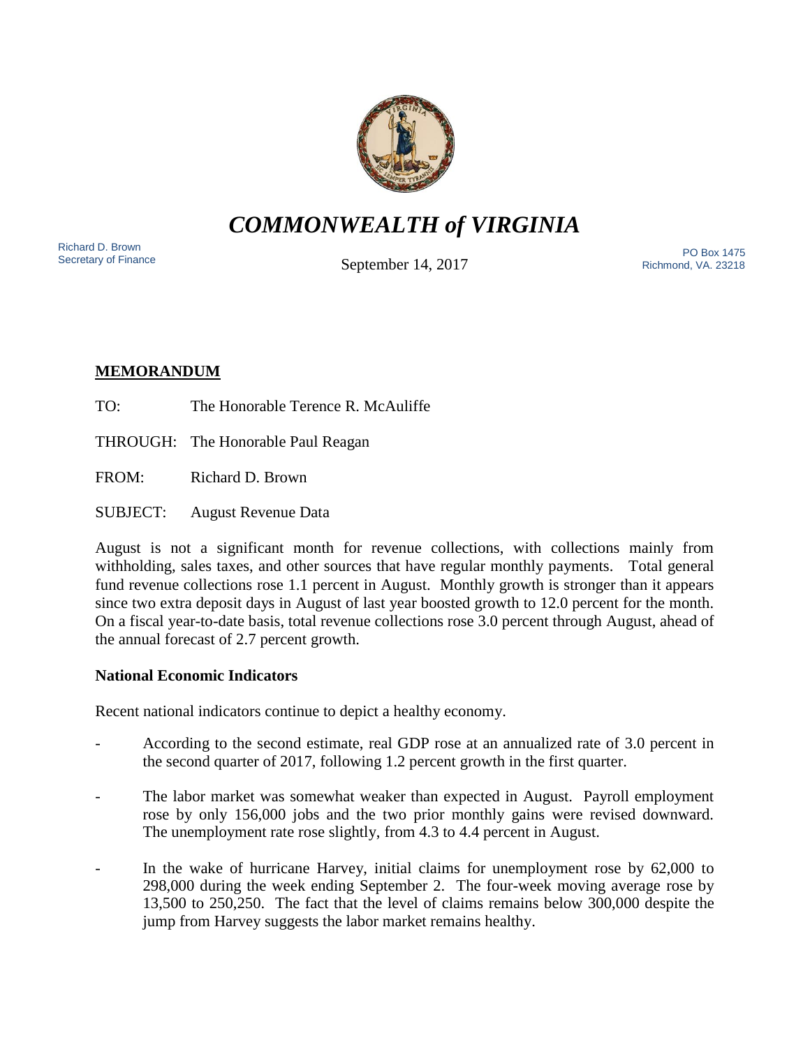# *COMMONWEALTH of VIRGINIA*

Richard D. Brown
Secretary of Finance

September 14, 2017

PO Box 1475
Richmond, VA. 23218

## MEMORANDUM

TO: The Honorable Terence R. McAuliffe

THROUGH: The Honorable Paul Reagan

FROM: Richard D. Brown

SUBJECT: August Revenue Data

August is not a significant month for revenue collections, with collections mainly from withholding, sales taxes, and other sources that have regular monthly payments. Total general fund revenue collections rose 1.1 percent in August. Monthly growth is stronger than it appears since two extra deposit days in August of last year boosted growth to 12.0 percent for the month. On a fiscal year-to-date basis, total revenue collections rose 3.0 percent through August, ahead of the annual forecast of 2.7 percent growth.

### National Economic Indicators

Recent national indicators continue to depict a healthy economy.

- According to the second estimate, real GDP rose at an annualized rate of 3.0 percent in the second quarter of 2017, following 1.2 percent growth in the first quarter.
- The labor market was somewhat weaker than expected in August. Payroll employment rose by only 156,000 jobs and the two prior monthly gains were revised downward. The unemployment rate rose slightly, from 4.3 to 4.4 percent in August.
- In the wake of hurricane Harvey, initial claims for unemployment rose by 62,000 to 298,000 during the week ending September 2. The four-week moving average rose by 13,500 to 250,250. The fact that the level of claims remains below 300,000 despite the jump from Harvey suggests the labor market remains healthy.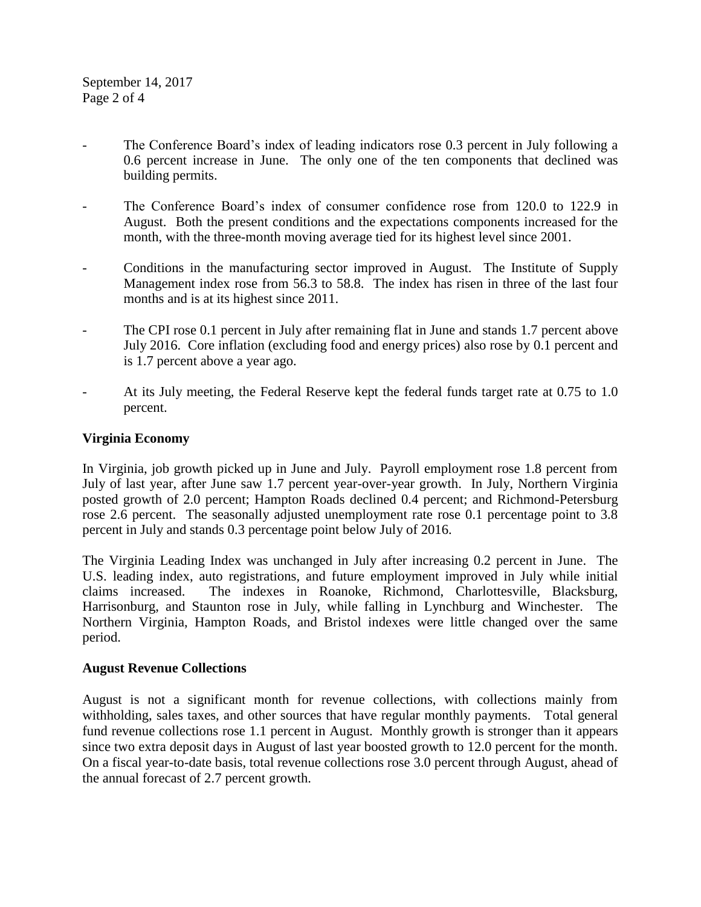- The Conference Board's index of leading indicators rose 0.3 percent in July following a 0.6 percent increase in June. The only one of the ten components that declined was building permits.

- The Conference Board's index of consumer confidence rose from 120.0 to 122.9 in August. Both the present conditions and the expectations components increased for the month, with the three-month moving average tied for its highest level since 2001.

- Conditions in the manufacturing sector improved in August. The Institute of Supply Management index rose from 56.3 to 58.8. The index has risen in three of the last four months and is at its highest since 2011.

- The CPI rose 0.1 percent in July after remaining flat in June and stands 1.7 percent above July 2016. Core inflation (excluding food and energy prices) also rose by 0.1 percent and is 1.7 percent above a year ago.

- At its July meeting, the Federal Reserve kept the federal funds target rate at 0.75 to 1.0 percent.

**Virginia Economy**

In Virginia, job growth picked up in June and July. Payroll employment rose 1.8 percent from July of last year, after June saw 1.7 percent year-over-year growth. In July, Northern Virginia posted growth of 2.0 percent; Hampton Roads declined 0.4 percent; and Richmond-Petersburg rose 2.6 percent. The seasonally adjusted unemployment rate rose 0.1 percentage point to 3.8 percent in July and stands 0.3 percentage point below July of 2016.

The Virginia Leading Index was unchanged in July after increasing 0.2 percent in June. The U.S. leading index, auto registrations, and future employment improved in July while initial claims increased. The indexes in Roanoke, Richmond, Charlottesville, Blacksburg, Harrisonburg, and Staunton rose in July, while falling in Lynchburg and Winchester. The Northern Virginia, Hampton Roads, and Bristol indexes were little changed over the same period.

**August Revenue Collections**

August is not a significant month for revenue collections, with collections mainly from withholding, sales taxes, and other sources that have regular monthly payments. Total general fund revenue collections rose 1.1 percent in August. Monthly growth is stronger than it appears since two extra deposit days in August of last year boosted growth to 12.0 percent for the month. On a fiscal year-to-date basis, total revenue collections rose 3.0 percent through August, ahead of the annual forecast of 2.7 percent growth.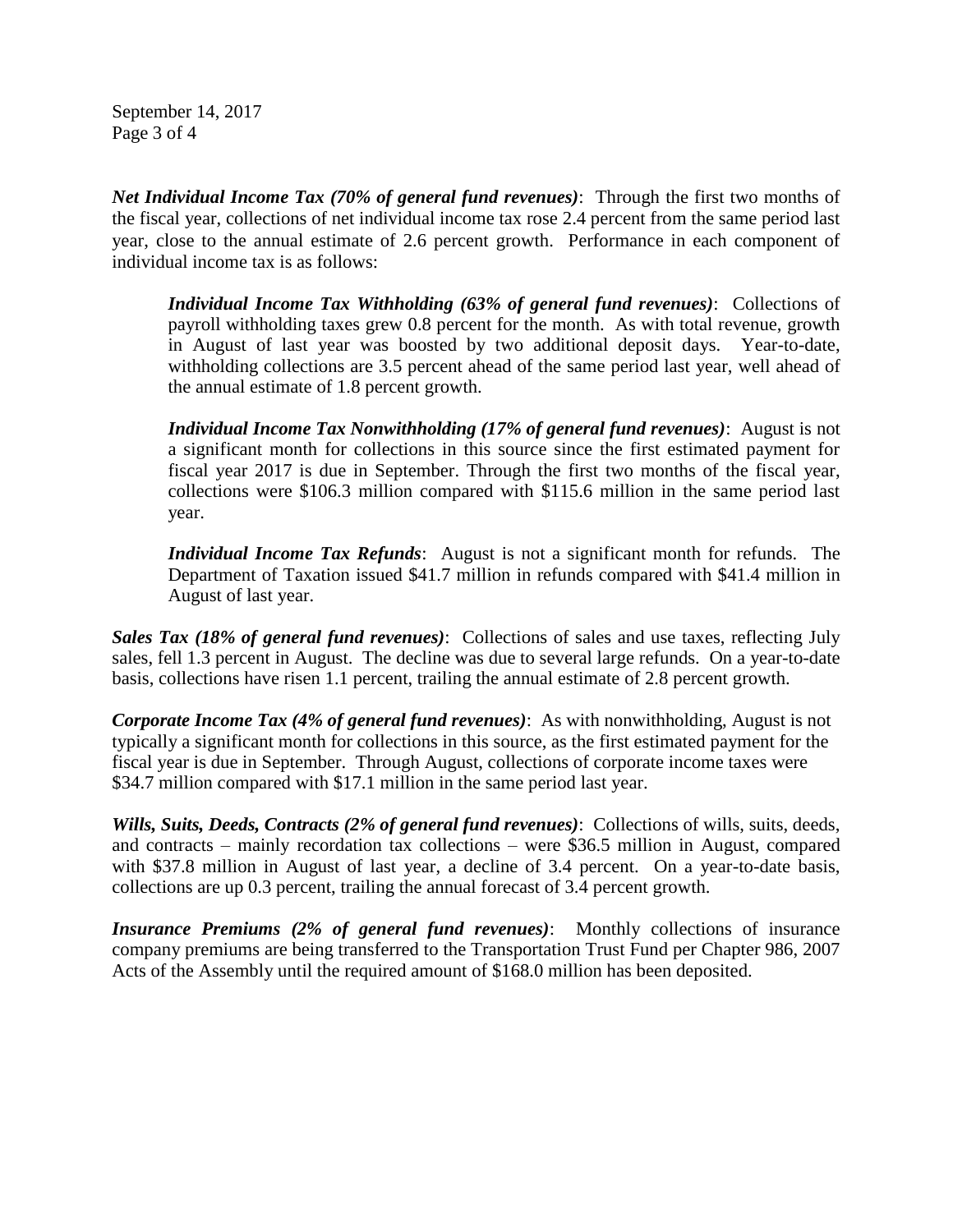***Net Individual Income Tax (70% of general fund revenues)***: Through the first two months of the fiscal year, collections of net individual income tax rose 2.4 percent from the same period last year, close to the annual estimate of 2.6 percent growth. Performance in each component of individual income tax is as follows:

> ***Individual Income Tax Withholding (63% of general fund revenues)***: Collections of payroll withholding taxes grew 0.8 percent for the month. As with total revenue, growth in August of last year was boosted by two additional deposit days. Year-to-date, withholding collections are 3.5 percent ahead of the same period last year, well ahead of the annual estimate of 1.8 percent growth.
>
> ***Individual Income Tax Nonwithholding (17% of general fund revenues)***: August is not a significant month for collections in this source since the first estimated payment for fiscal year 2017 is due in September. Through the first two months of the fiscal year, collections were $106.3 million compared with $115.6 million in the same period last year.
>
> ***Individual Income Tax Refunds***: August is not a significant month for refunds. The Department of Taxation issued $41.7 million in refunds compared with $41.4 million in August of last year.

***Sales Tax (18% of general fund revenues)***: Collections of sales and use taxes, reflecting July sales, fell 1.3 percent in August. The decline was due to several large refunds. On a year-to-date basis, collections have risen 1.1 percent, trailing the annual estimate of 2.8 percent growth.

***Corporate Income Tax (4% of general fund revenues)***: As with nonwithholding, August is not typically a significant month for collections in this source, as the first estimated payment for the fiscal year is due in September. Through August, collections of corporate income taxes were $34.7 million compared with $17.1 million in the same period last year.

***Wills, Suits, Deeds, Contracts (2% of general fund revenues)***: Collections of wills, suits, deeds, and contracts – mainly recordation tax collections – were $36.5 million in August, compared with $37.8 million in August of last year, a decline of 3.4 percent. On a year-to-date basis, collections are up 0.3 percent, trailing the annual forecast of 3.4 percent growth.

***Insurance Premiums (2% of general fund revenues)***: Monthly collections of insurance company premiums are being transferred to the Transportation Trust Fund per Chapter 986, 2007 Acts of the Assembly until the required amount of $168.0 million has been deposited.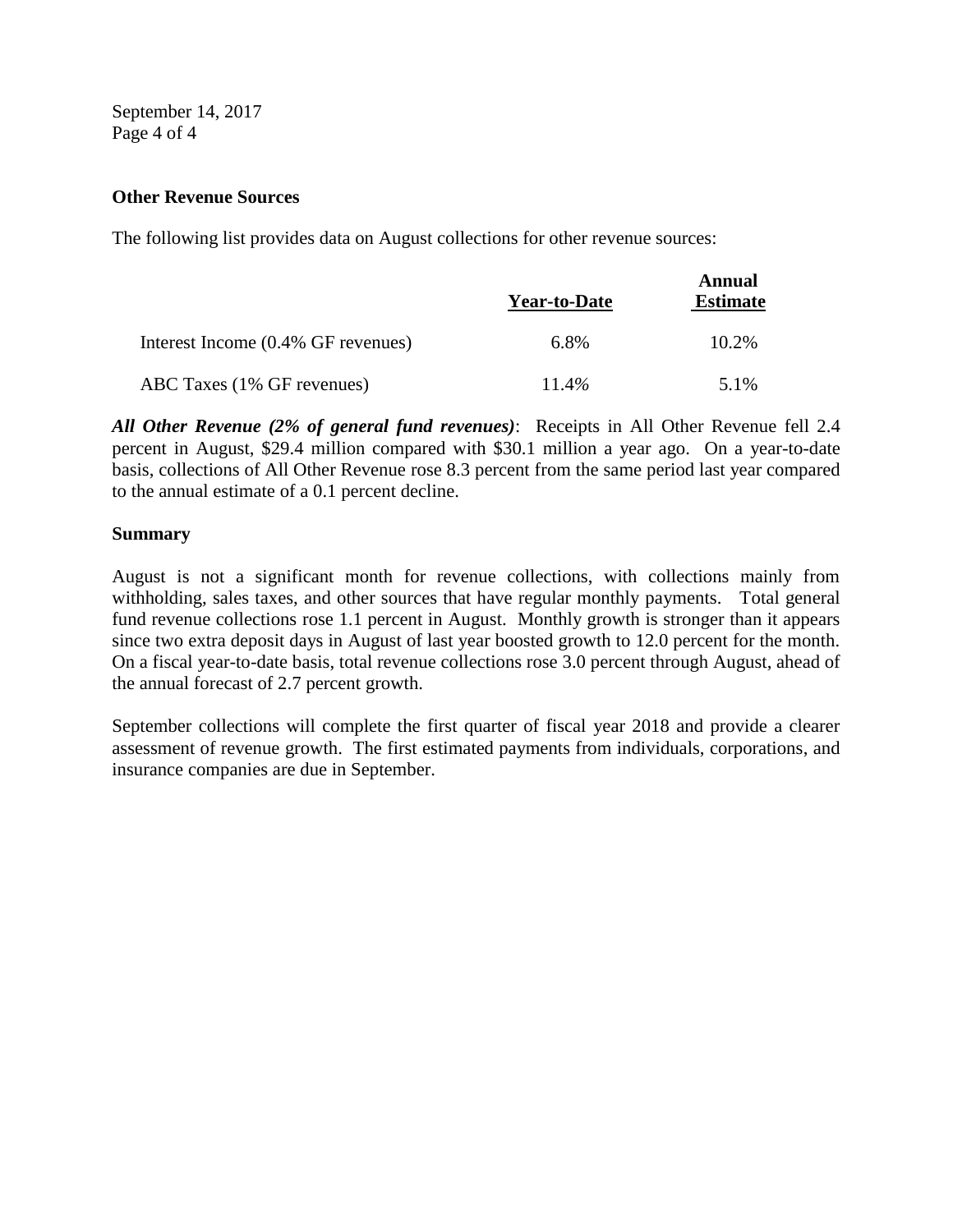September 14, 2017

### Other Revenue Sources

The following list provides data on August collections for other revenue sources:

| | Year-to-Date | Annual Estimate |
|---|---|---|
| Interest Income (0.4% GF revenues) | 6.8% | 10.2% |
| ABC Taxes (1% GF revenues) | 11.4% | 5.1% |

***All Other Revenue (2% of general fund revenues)***: Receipts in All Other Revenue fell 2.4 percent in August, \$29.4 million compared with \$30.1 million a year ago. On a year-to-date basis, collections of All Other Revenue rose 8.3 percent from the same period last year compared to the annual estimate of a 0.1 percent decline.

### Summary

August is not a significant month for revenue collections, with collections mainly from withholding, sales taxes, and other sources that have regular monthly payments. Total general fund revenue collections rose 1.1 percent in August. Monthly growth is stronger than it appears since two extra deposit days in August of last year boosted growth to 12.0 percent for the month. On a fiscal year-to-date basis, total revenue collections rose 3.0 percent through August, ahead of the annual forecast of 2.7 percent growth.

September collections will complete the first quarter of fiscal year 2018 and provide a clearer assessment of revenue growth. The first estimated payments from individuals, corporations, and insurance companies are due in September.